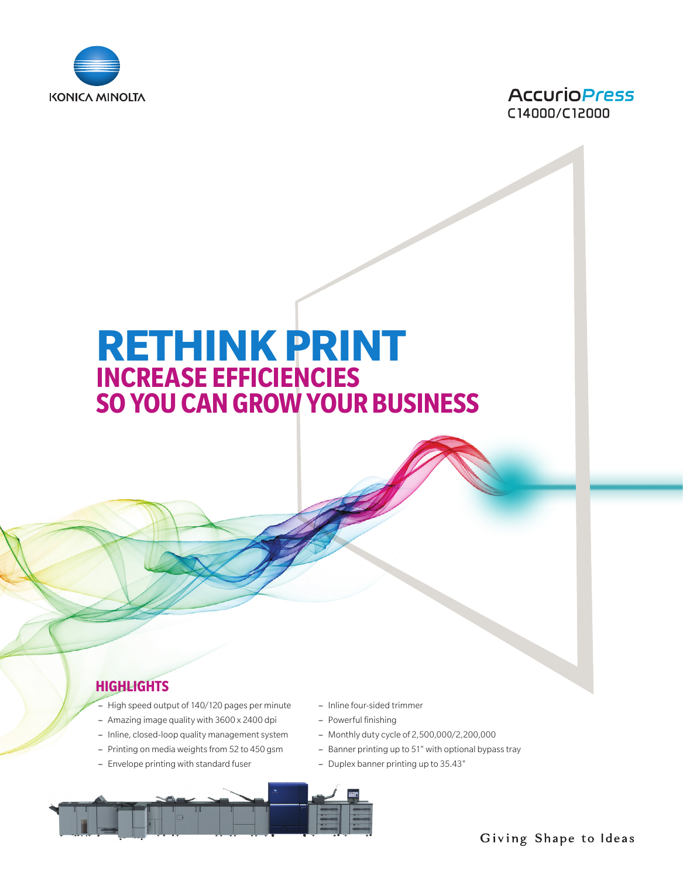KONICA MINOLTA

AccurioPress
C14000/C12000

# RETHINK PRINT

## INCREASE EFFICIENCIES SO YOU CAN GROW YOUR BUSINESS

### HIGHLIGHTS

- High speed output of 140/120 pages per minute
- Amazing image quality with 3600 x 2400 dpi
- Inline, closed-loop quality management system
- Printing on media weights from 52 to 450 gsm
- Envelope printing with standard fuser
- Inline four-sided trimmer
- Powerful finishing
- Monthly duty cycle of 2,500,000/2,200,000
- Banner printing up to 51" with optional bypass tray
- Duplex banner printing up to 35.43"

Giving Shape to Ideas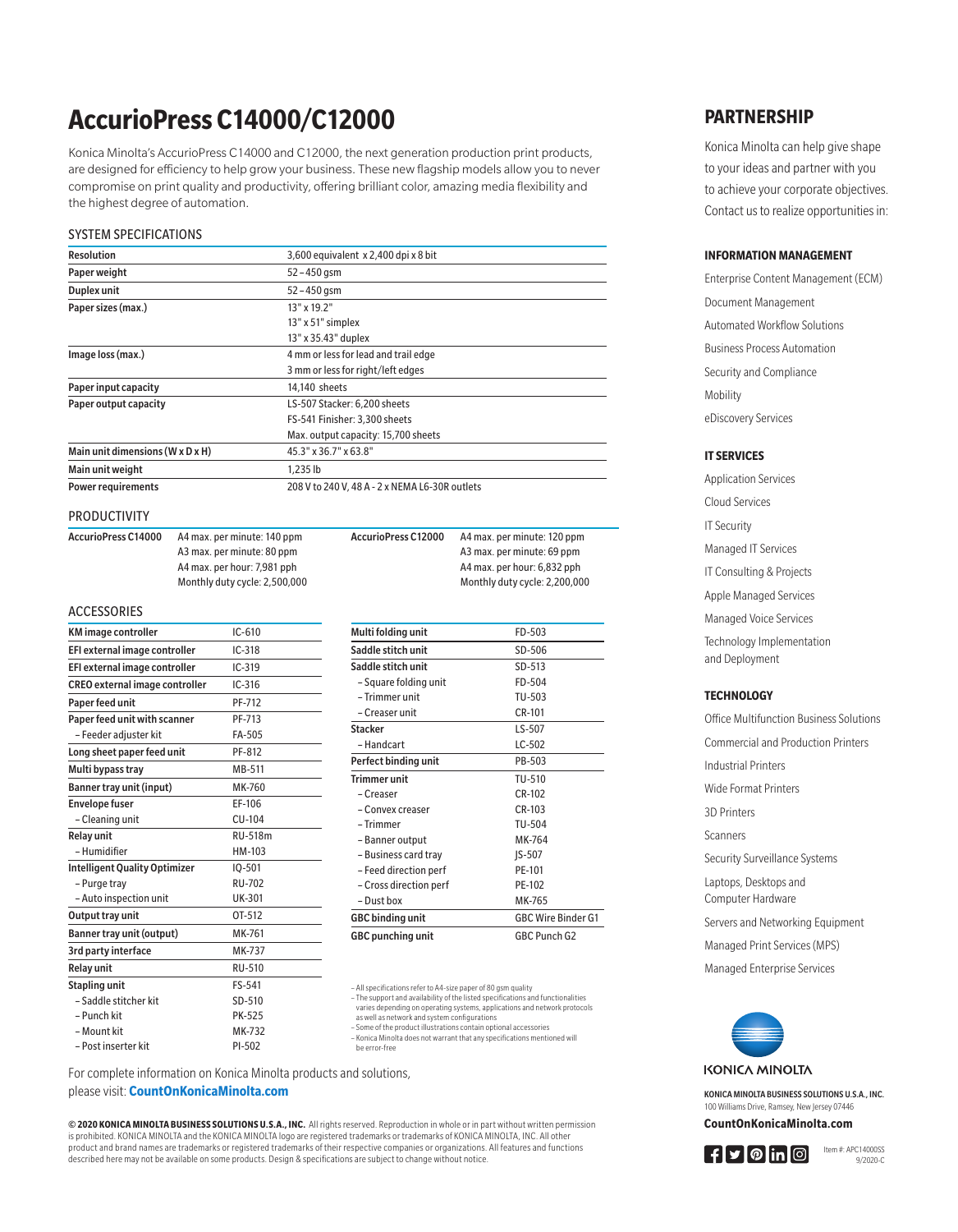# AccurioPress C14000/C12000

Konica Minolta's AccurioPress C14000 and C12000, the next generation production print products, are designed for efficiency to help grow your business. These new flagship models allow you to never compromise on print quality and productivity, offering brilliant color, amazing media flexibility and the highest degree of automation.

## SYSTEM SPECIFICATIONS

| | |
|---|---|
| **Resolution** | 3,600 equivalent x 2,400 dpi x 8 bit |
| **Paper weight** | 52 – 450 gsm |
| **Duplex unit** | 52 – 450 gsm |
| **Paper sizes (max.)** | 13" x 19.2"<br>13" x 51" simplex<br>13" x 35.43" duplex |
| **Image loss (max.)** | 4 mm or less for lead and trail edge<br>3 mm or less for right/left edges |
| **Paper input capacity** | 14,140 sheets |
| **Paper output capacity** | LS-507 Stacker: 6,200 sheets<br>FS-541 Finisher: 3,300 sheets<br>Max. output capacity: 15,700 sheets |
| **Main unit dimensions (W x D x H)** | 45.3" x 36.7" x 63.8" |
| **Main unit weight** | 1,235 lb |
| **Power requirements** | 208 V to 240 V, 48 A - 2 x NEMA L6-30R outlets |

## PRODUCTIVITY

| | | | |
|---|---|---|---|
| **AccurioPress C14000** | A4 max. per minute: 140 ppm<br>A3 max. per minute: 80 ppm<br>A4 max. per hour: 7,981 pph<br>Monthly duty cycle: 2,500,000 | **AccurioPress C12000** | A4 max. per minute: 120 ppm<br>A3 max. per minute: 69 ppm<br>A4 max. per hour: 6,832 pph<br>Monthly duty cycle: 2,200,000 |

## ACCESSORIES

| | |
|---|---|
| **KM image controller** | IC-610 |
| **EFI external image controller** | IC-318 |
| **EFI external image controller** | IC-319 |
| **CREO external image controller** | IC-316 |
| **Paper feed unit** | PF-712 |
| **Paper feed unit with scanner** | PF-713 |
| – Feeder adjuster kit | FA-505 |
| **Long sheet paper feed unit** | PF-812 |
| **Multi bypass tray** | MB-511 |
| **Banner tray unit (input)** | MK-760 |
| **Envelope fuser** | EF-106 |
| – Cleaning unit | CU-104 |
| **Relay unit** | RU-518m |
| – Humidifier | HM-103 |
| **Intelligent Quality Optimizer** | IQ-501 |
| – Purge tray | RU-702 |
| – Auto inspection unit | UK-301 |
| **Output tray unit** | OT-512 |
| **Banner tray unit (output)** | MK-761 |
| **3rd party interface** | MK-737 |
| **Relay unit** | RU-510 |
| **Stapling unit** | FS-541 |
| – Saddle stitcher kit | SD-510 |
| – Punch kit | PK-525 |
| – Mount kit | MK-732 |
| – Post inserter kit | PI-502 |
| **Multi folding unit** | FD-503 |
| **Saddle stitch unit** | SD-506 |
| **Saddle stitch unit** | SD-513 |
| – Square folding unit | FD-504 |
| – Trimmer unit | TU-503 |
| – Creaser unit | CR-101 |
| **Stacker** | LS-507 |
| – Handcart | LC-502 |
| **Perfect binding unit** | PB-503 |
| **Trimmer unit** | TU-510 |
| – Creaser | CR-102 |
| – Convex creaser | CR-103 |
| – Trimmer | TU-504 |
| – Banner output | MK-764 |
| – Business card tray | JS-507 |
| – Feed direction perf | PE-101 |
| – Cross direction perf | PE-102 |
| – Dust box | MK-765 |
| **GBC binding unit** | GBC Wire Binder G1 |
| **GBC punching unit** | GBC Punch G2 |

– All specifications refer to A4-size paper of 80 gsm quality
– The support and availability of the listed specifications and functionalities varies depending on operating systems, applications and network protocols as well as network and system configurations
– Some of the product illustrations contain optional accessories
– Konica Minolta does not warrant that any specifications mentioned will be error-free

For complete information on Konica Minolta products and solutions, please visit: **CountOnKonicaMinolta.com**

**© 2020 KONICA MINOLTA BUSINESS SOLUTIONS U.S.A., INC.** All rights reserved. Reproduction in whole or in part without written permission is prohibited. KONICA MINOLTA and the KONICA MINOLTA logo are registered trademarks or trademarks of KONICA MINOLTA, INC. All other product and brand names are trademarks or registered trademarks of their respective companies or organizations. All features and functions described here may not be available on some products. Design & specifications are subject to change without notice.

## PARTNERSHIP

Konica Minolta can help give shape to your ideas and partner with you to achieve your corporate objectives. Contact us to realize opportunities in:

### INFORMATION MANAGEMENT

- Enterprise Content Management (ECM)
- Document Management
- Automated Workflow Solutions
- Business Process Automation
- Security and Compliance
- Mobility
- eDiscovery Services

### IT SERVICES

- Application Services
- Cloud Services
- IT Security
- Managed IT Services
- IT Consulting & Projects
- Apple Managed Services
- Managed Voice Services
- Technology Implementation and Deployment

### TECHNOLOGY

- Office Multifunction Business Solutions
- Commercial and Production Printers
- Industrial Printers
- Wide Format Printers
- 3D Printers
- Scanners
- Security Surveillance Systems
- Laptops, Desktops and Computer Hardware
- Servers and Networking Equipment
- Managed Print Services (MPS)
- Managed Enterprise Services

KONICA MINOLTA

**KONICA MINOLTA BUSINESS SOLUTIONS U.S.A., INC.**
100 Williams Drive, Ramsey, New Jersey 07446

**CountOnKonicaMinolta.com**

Item #: APC14000SS
9/2020-C